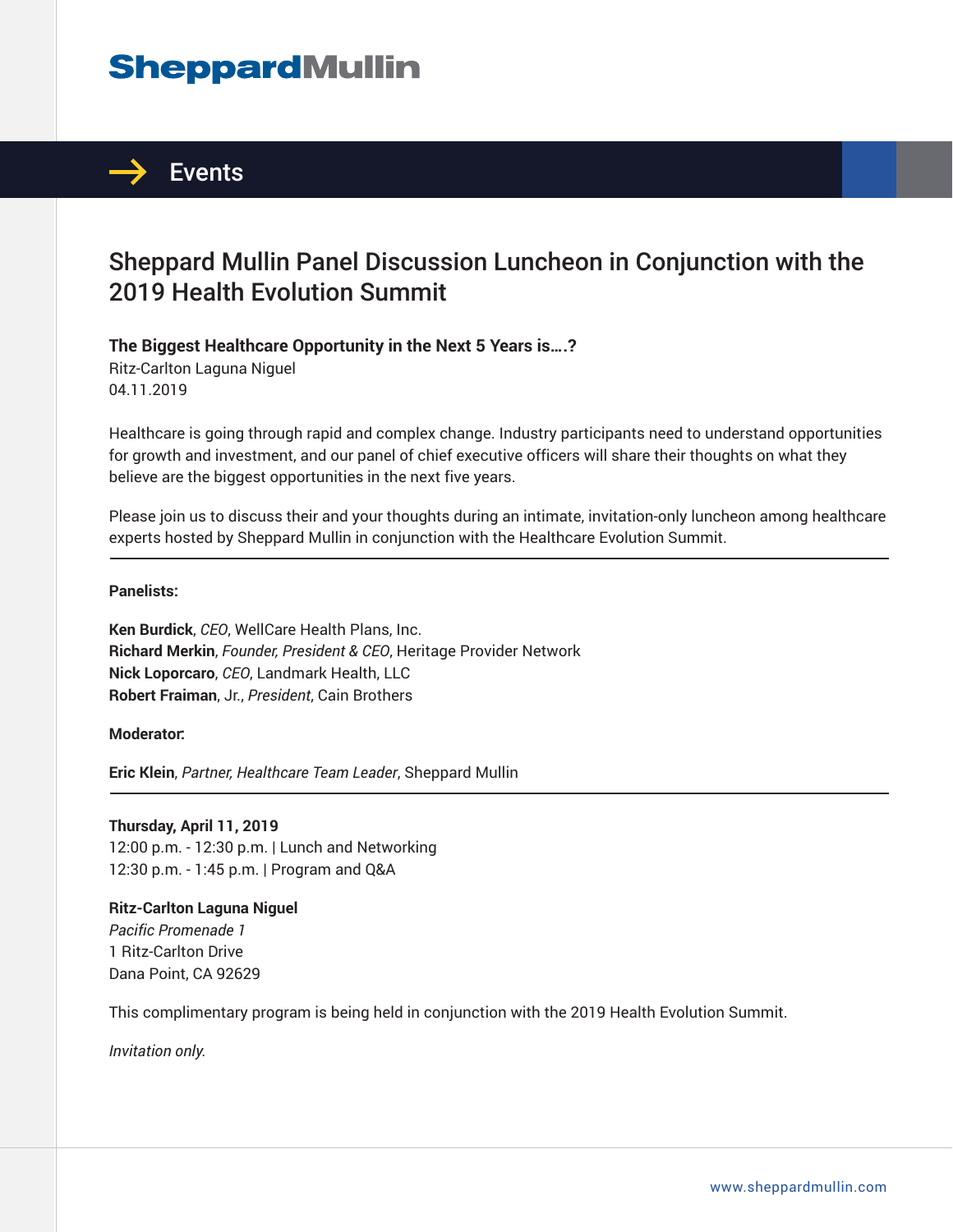SheppardMullin

Events

# Sheppard Mullin Panel Discussion Luncheon in Conjunction with the 2019 Health Evolution Summit

**The Biggest Healthcare Opportunity in the Next 5 Years is….?**
Ritz-Carlton Laguna Niguel
04.11.2019

Healthcare is going through rapid and complex change. Industry participants need to understand opportunities for growth and investment, and our panel of chief executive officers will share their thoughts on what they believe are the biggest opportunities in the next five years.

Please join us to discuss their and your thoughts during an intimate, invitation-only luncheon among healthcare experts hosted by Sheppard Mullin in conjunction with the Healthcare Evolution Summit.

---

**Panelists:**

**Ken Burdick**, *CEO*, WellCare Health Plans, Inc.
**Richard Merkin**, *Founder, President & CEO*, Heritage Provider Network
**Nick Loporcaro**, *CEO*, Landmark Health, LLC
**Robert Fraiman**, Jr., *President*, Cain Brothers

**Moderator:**

**Eric Klein**, *Partner, Healthcare Team Leader*, Sheppard Mullin

---

**Thursday, April 11, 2019**
12:00 p.m. - 12:30 p.m. | Lunch and Networking
12:30 p.m. - 1:45 p.m. | Program and Q&A

**Ritz-Carlton Laguna Niguel**
*Pacific Promenade 1*
1 Ritz-Carlton Drive
Dana Point, CA 92629

This complimentary program is being held in conjunction with the 2019 Health Evolution Summit.

*Invitation only.*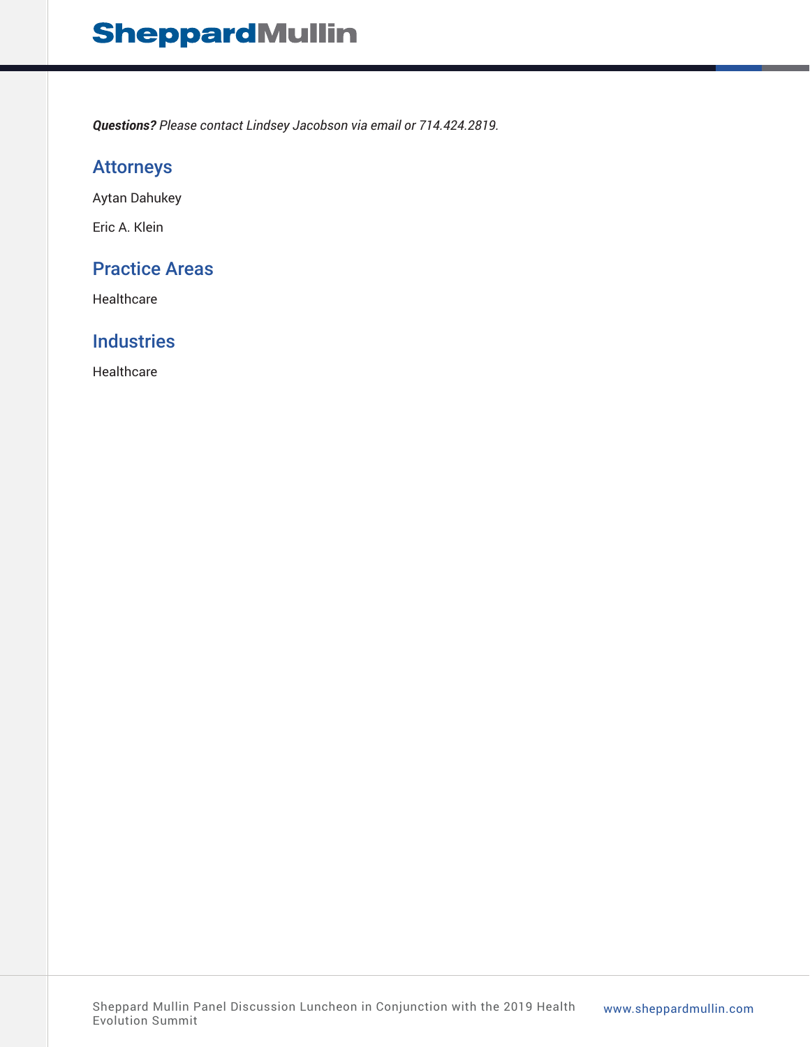***Questions?*** *Please contact Lindsey Jacobson via email or 714.424.2819.*

## Attorneys

Aytan Dahukey

Eric A. Klein

## Practice Areas

Healthcare

## Industries

Healthcare